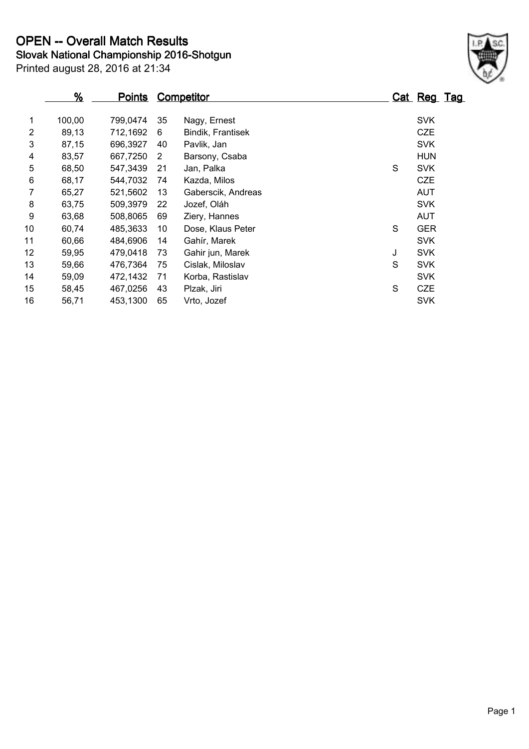# OPEN -- Overall Match Results

## Slovak National Championship 2016-Shotgun

Printed august 28, 2016 at 21:34

| | % | Points | Competitor | | Cat | Reg | Tag |
|---|---|---|---|---|---|---|---|
| 1 | 100,00 | 799,0474 | 35 | Nagy, Ernest | | SVK | |
| 2 | 89,13 | 712,1692 | 6 | Bindik, Frantisek | | CZE | |
| 3 | 87,15 | 696,3927 | 40 | Pavlik, Jan | | SVK | |
| 4 | 83,57 | 667,7250 | 2 | Barsony, Csaba | | HUN | |
| 5 | 68,50 | 547,3439 | 21 | Jan, Palka | S | SVK | |
| 6 | 68,17 | 544,7032 | 74 | Kazda, Milos | | CZE | |
| 7 | 65,27 | 521,5602 | 13 | Gaberscik, Andreas | | AUT | |
| 8 | 63,75 | 509,3979 | 22 | Jozef, Oláh | | SVK | |
| 9 | 63,68 | 508,8065 | 69 | Ziery, Hannes | | AUT | |
| 10 | 60,74 | 485,3633 | 10 | Dose, Klaus Peter | S | GER | |
| 11 | 60,66 | 484,6906 | 14 | Gahír, Marek | | SVK | |
| 12 | 59,95 | 479,0418 | 73 | Gahir jun, Marek | J | SVK | |
| 13 | 59,66 | 476,7364 | 75 | Cislak, Miloslav | S | SVK | |
| 14 | 59,09 | 472,1432 | 71 | Korba, Rastislav | | SVK | |
| 15 | 58,45 | 467,0256 | 43 | Plzak, Jiri | S | CZE | |
| 16 | 56,71 | 453,1300 | 65 | Vrto, Jozef | | SVK | |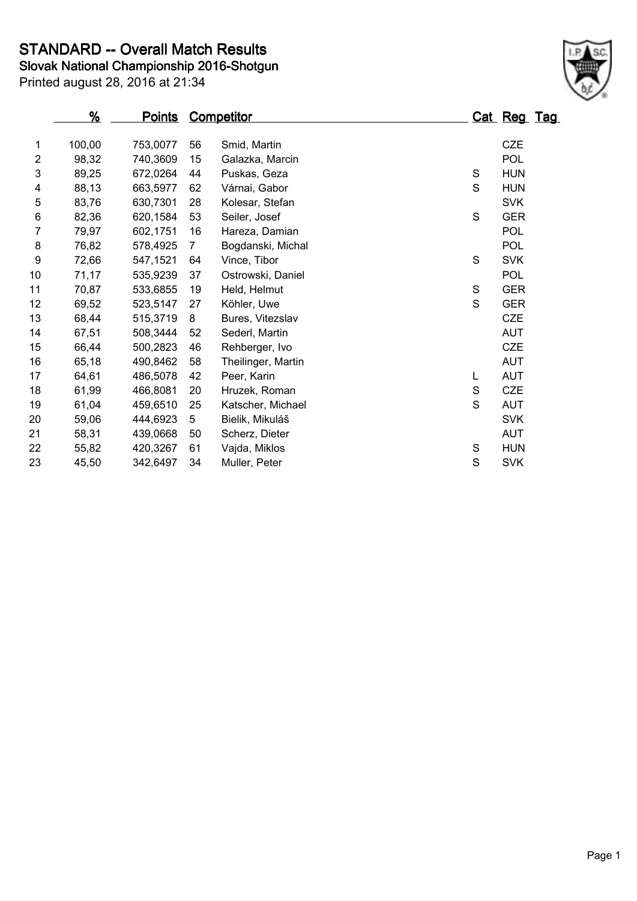# STANDARD -- Overall Match Results

## Slovak National Championship 2016-Shotgun

Printed august 28, 2016 at 21:34

| | % | Points | Competitor | | Cat | Reg | Tag |
|---|---|---|---|---|---|---|---|
| 1 | 100,00 | 753,0077 | 56 | Smid, Martin | | CZE | |
| 2 | 98,32 | 740,3609 | 15 | Galazka, Marcin | | POL | |
| 3 | 89,25 | 672,0264 | 44 | Puskas, Geza | S | HUN | |
| 4 | 88,13 | 663,5977 | 62 | Várnai, Gabor | S | HUN | |
| 5 | 83,76 | 630,7301 | 28 | Kolesar, Stefan | | SVK | |
| 6 | 82,36 | 620,1584 | 53 | Seiler, Josef | S | GER | |
| 7 | 79,97 | 602,1751 | 16 | Hareza, Damian | | POL | |
| 8 | 76,82 | 578,4925 | 7 | Bogdanski, Michal | | POL | |
| 9 | 72,66 | 547,1521 | 64 | Vince, Tibor | S | SVK | |
| 10 | 71,17 | 535,9239 | 37 | Ostrowski, Daniel | | POL | |
| 11 | 70,87 | 533,6855 | 19 | Held, Helmut | S | GER | |
| 12 | 69,52 | 523,5147 | 27 | Köhler, Uwe | S | GER | |
| 13 | 68,44 | 515,3719 | 8 | Bures, Vitezslav | | CZE | |
| 14 | 67,51 | 508,3444 | 52 | Sederl, Martin | | AUT | |
| 15 | 66,44 | 500,2823 | 46 | Rehberger, Ivo | | CZE | |
| 16 | 65,18 | 490,8462 | 58 | Theilinger, Martin | | AUT | |
| 17 | 64,61 | 486,5078 | 42 | Peer, Karin | L | AUT | |
| 18 | 61,99 | 466,8081 | 20 | Hruzek, Roman | S | CZE | |
| 19 | 61,04 | 459,6510 | 25 | Katscher, Michael | S | AUT | |
| 20 | 59,06 | 444,6923 | 5 | Bielik, Mikuláš | | SVK | |
| 21 | 58,31 | 439,0668 | 50 | Scherz, Dieter | | AUT | |
| 22 | 55,82 | 420,3267 | 61 | Vajda, Miklos | S | HUN | |
| 23 | 45,50 | 342,6497 | 34 | Muller, Peter | S | SVK | |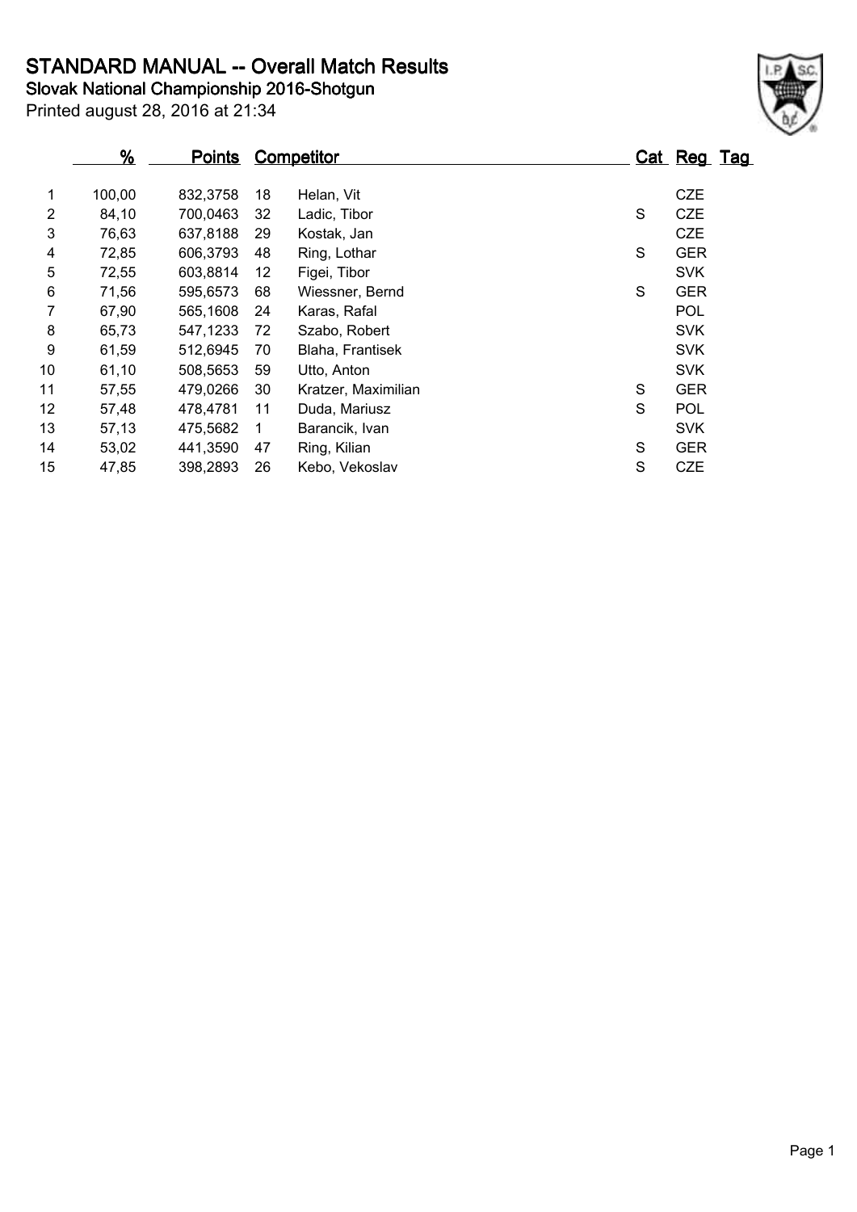# STANDARD MANUAL -- Overall Match Results

## Slovak National Championship 2016-Shotgun

Printed august 28, 2016 at 21:34

| | % | Points | Competitor | | Cat | Reg | Tag |
|---|---|---|---|---|---|---|---|
| 1 | 100,00 | 832,3758 | 18 | Helan, Vit | | CZE | |
| 2 | 84,10 | 700,0463 | 32 | Ladic, Tibor | S | CZE | |
| 3 | 76,63 | 637,8188 | 29 | Kostak, Jan | | CZE | |
| 4 | 72,85 | 606,3793 | 48 | Ring, Lothar | S | GER | |
| 5 | 72,55 | 603,8814 | 12 | Figei, Tibor | | SVK | |
| 6 | 71,56 | 595,6573 | 68 | Wiessner, Bernd | S | GER | |
| 7 | 67,90 | 565,1608 | 24 | Karas, Rafal | | POL | |
| 8 | 65,73 | 547,1233 | 72 | Szabo, Robert | | SVK | |
| 9 | 61,59 | 512,6945 | 70 | Blaha, Frantisek | | SVK | |
| 10 | 61,10 | 508,5653 | 59 | Utto, Anton | | SVK | |
| 11 | 57,55 | 479,0266 | 30 | Kratzer, Maximilian | S | GER | |
| 12 | 57,48 | 478,4781 | 11 | Duda, Mariusz | S | POL | |
| 13 | 57,13 | 475,5682 | 1 | Barancik, Ivan | | SVK | |
| 14 | 53,02 | 441,3590 | 47 | Ring, Kilian | S | GER | |
| 15 | 47,85 | 398,2893 | 26 | Kebo, Vekoslav | S | CZE | |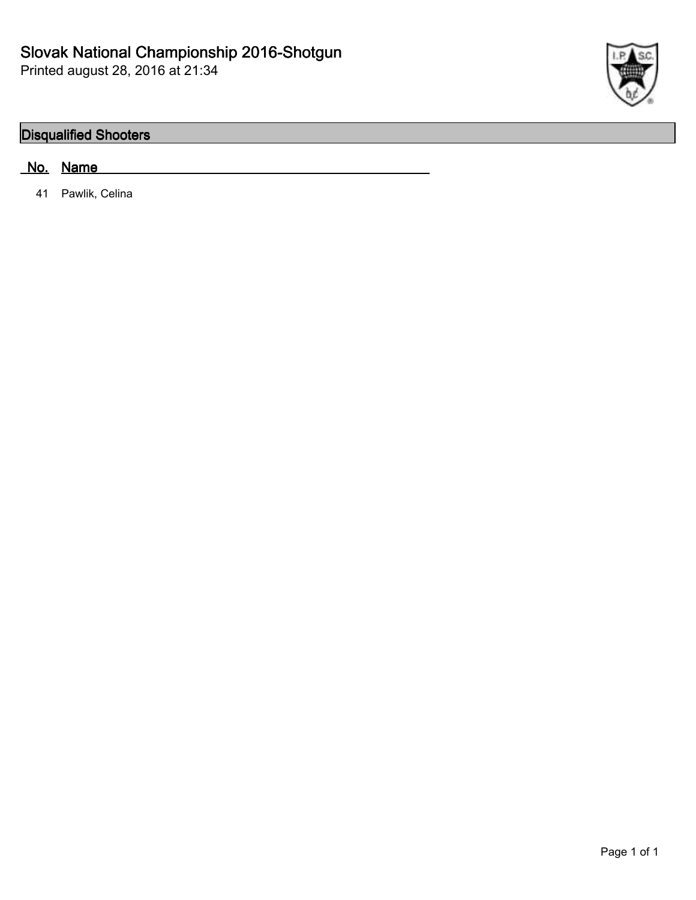# Slovak National Championship 2016-Shotgun

Printed august 28, 2016 at 21:34

## Disqualified Shooters

| No. | Name |
|---|---|
| 41 | Pawlik, Celina |